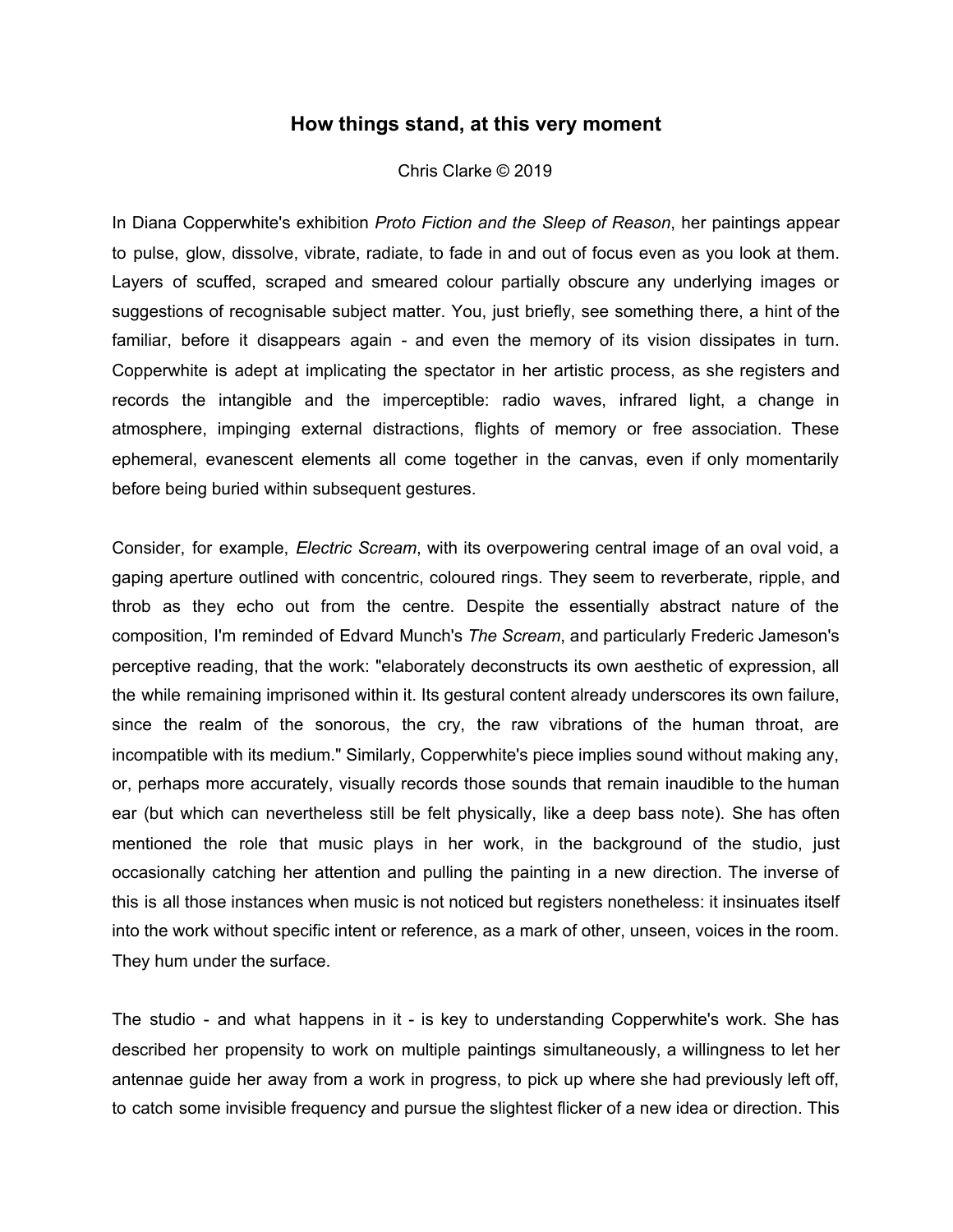# How things stand, at this very moment

Chris Clarke © 2019

In Diana Copperwhite's exhibition *Proto Fiction and the Sleep of Reason*, her paintings appear to pulse, glow, dissolve, vibrate, radiate, to fade in and out of focus even as you look at them. Layers of scuffed, scraped and smeared colour partially obscure any underlying images or suggestions of recognisable subject matter. You, just briefly, see something there, a hint of the familiar, before it disappears again - and even the memory of its vision dissipates in turn. Copperwhite is adept at implicating the spectator in her artistic process, as she registers and records the intangible and the imperceptible: radio waves, infrared light, a change in atmosphere, impinging external distractions, flights of memory or free association. These ephemeral, evanescent elements all come together in the canvas, even if only momentarily before being buried within subsequent gestures.

Consider, for example, *Electric Scream*, with its overpowering central image of an oval void, a gaping aperture outlined with concentric, coloured rings. They seem to reverberate, ripple, and throb as they echo out from the centre. Despite the essentially abstract nature of the composition, I'm reminded of Edvard Munch's *The Scream*, and particularly Frederic Jameson's perceptive reading, that the work: "elaborately deconstructs its own aesthetic of expression, all the while remaining imprisoned within it. Its gestural content already underscores its own failure, since the realm of the sonorous, the cry, the raw vibrations of the human throat, are incompatible with its medium." Similarly, Copperwhite's piece implies sound without making any, or, perhaps more accurately, visually records those sounds that remain inaudible to the human ear (but which can nevertheless still be felt physically, like a deep bass note). She has often mentioned the role that music plays in her work, in the background of the studio, just occasionally catching her attention and pulling the painting in a new direction. The inverse of this is all those instances when music is not noticed but registers nonetheless: it insinuates itself into the work without specific intent or reference, as a mark of other, unseen, voices in the room. They hum under the surface.

The studio - and what happens in it - is key to understanding Copperwhite's work. She has described her propensity to work on multiple paintings simultaneously, a willingness to let her antennae guide her away from a work in progress, to pick up where she had previously left off, to catch some invisible frequency and pursue the slightest flicker of a new idea or direction. This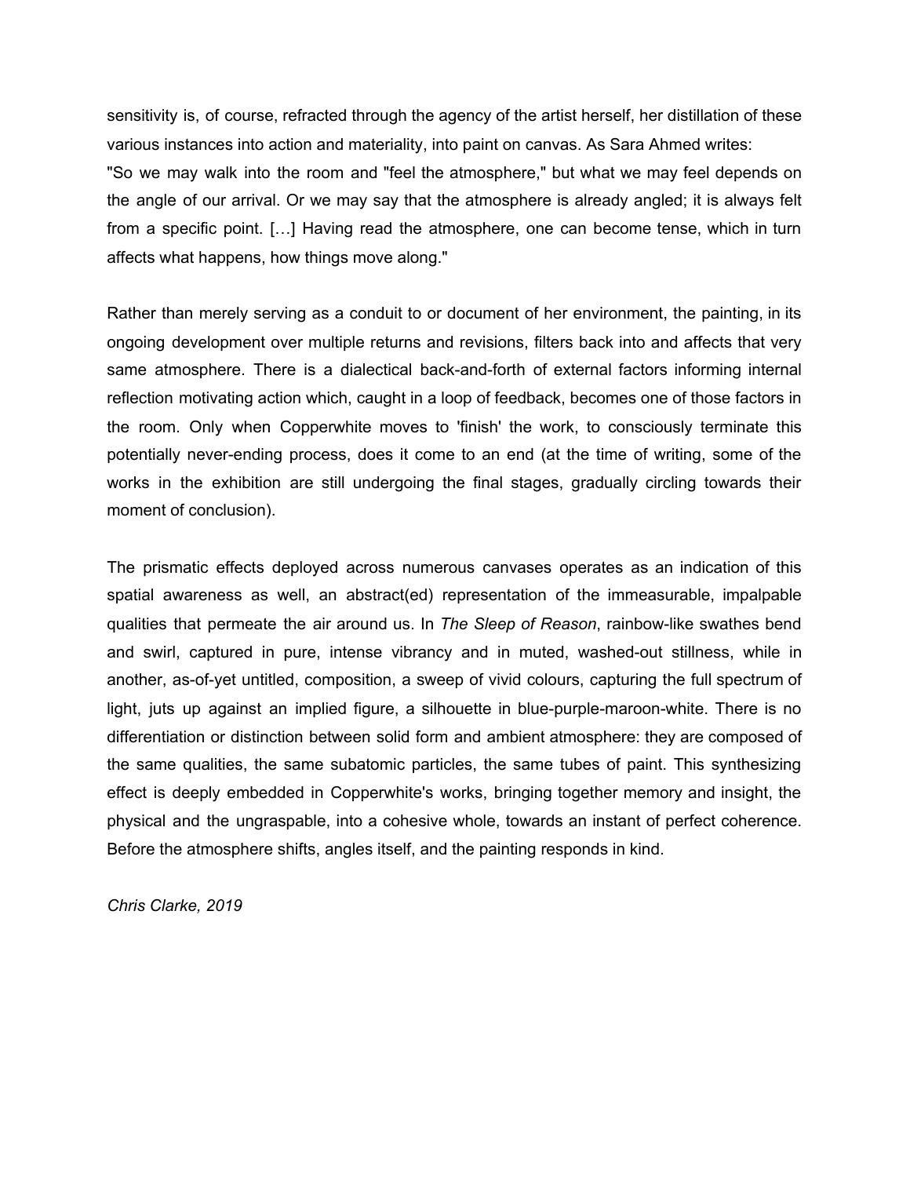sensitivity is, of course, refracted through the agency of the artist herself, her distillation of these various instances into action and materiality, into paint on canvas. As Sara Ahmed writes:
"So we may walk into the room and "feel the atmosphere," but what we may feel depends on the angle of our arrival. Or we may say that the atmosphere is already angled; it is always felt from a specific point. […] Having read the atmosphere, one can become tense, which in turn affects what happens, how things move along."

Rather than merely serving as a conduit to or document of her environment, the painting, in its ongoing development over multiple returns and revisions, filters back into and affects that very same atmosphere. There is a dialectical back-and-forth of external factors informing internal reflection motivating action which, caught in a loop of feedback, becomes one of those factors in the room. Only when Copperwhite moves to 'finish' the work, to consciously terminate this potentially never-ending process, does it come to an end (at the time of writing, some of the works in the exhibition are still undergoing the final stages, gradually circling towards their moment of conclusion).

The prismatic effects deployed across numerous canvases operates as an indication of this spatial awareness as well, an abstract(ed) representation of the immeasurable, impalpable qualities that permeate the air around us. In *The Sleep of Reason*, rainbow-like swathes bend and swirl, captured in pure, intense vibrancy and in muted, washed-out stillness, while in another, as-of-yet untitled, composition, a sweep of vivid colours, capturing the full spectrum of light, juts up against an implied figure, a silhouette in blue-purple-maroon-white. There is no differentiation or distinction between solid form and ambient atmosphere: they are composed of the same qualities, the same subatomic particles, the same tubes of paint. This synthesizing effect is deeply embedded in Copperwhite's works, bringing together memory and insight, the physical and the ungraspable, into a cohesive whole, towards an instant of perfect coherence. Before the atmosphere shifts, angles itself, and the painting responds in kind.

*Chris Clarke, 2019*